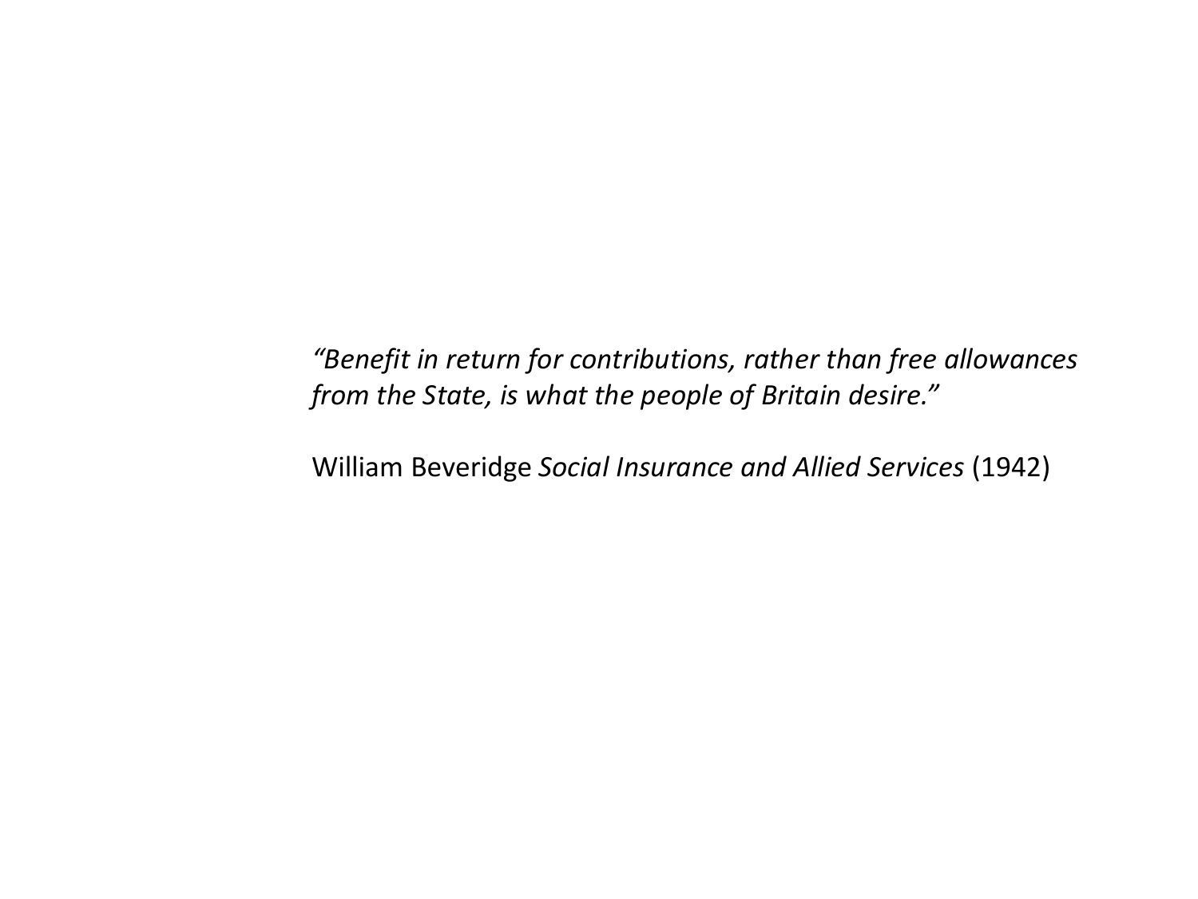*"Benefit in return for contributions, rather than free allowances from the State, is what the people of Britain desire."*

William Beveridge *Social Insurance and Allied Services* (1942)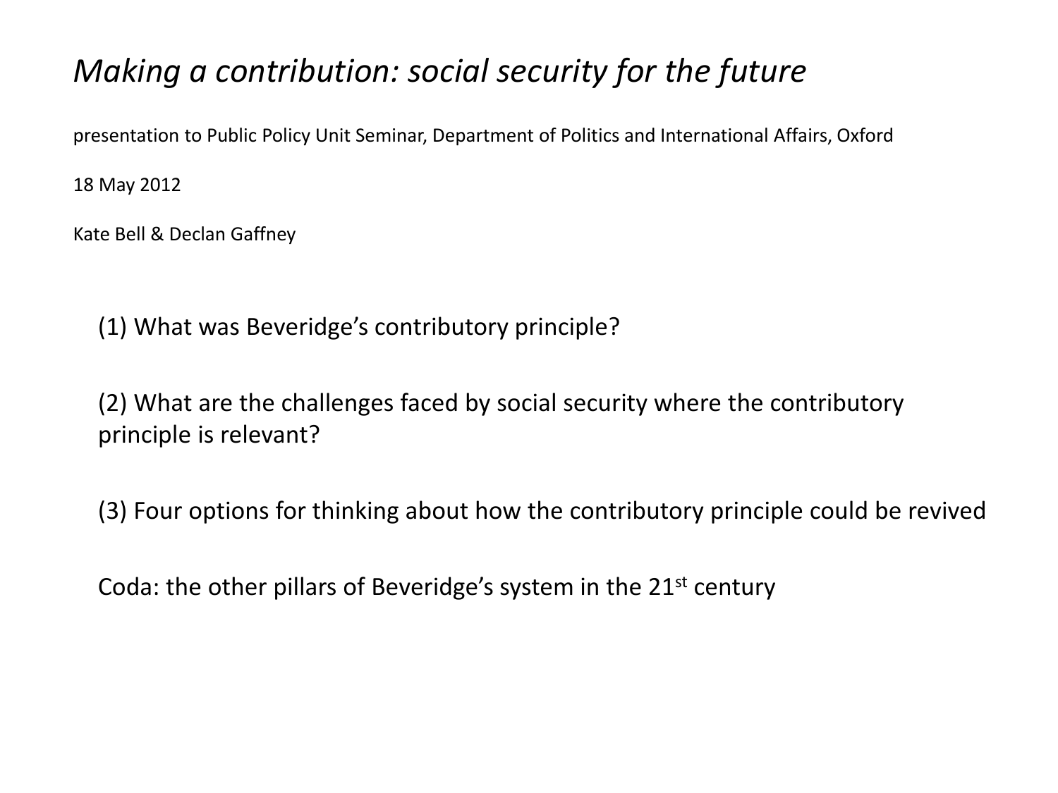# *Making a contribution: social security for the future*

presentation to Public Policy Unit Seminar, Department of Politics and International Affairs, Oxford

18 May 2012

Kate Bell & Declan Gaffney

(1) What was Beveridge's contributory principle?

(2) What are the challenges faced by social security where the contributory principle is relevant?

(3) Four options for thinking about how the contributory principle could be revived

Coda: the other pillars of Beveridge's system in the 21st century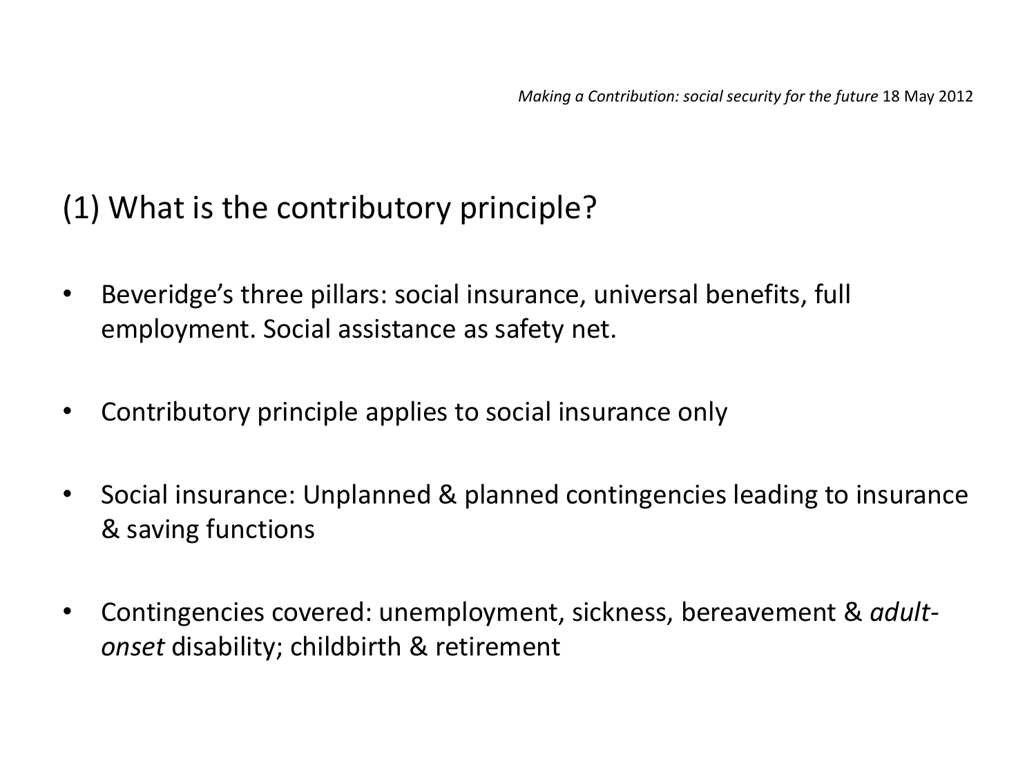## (1) What is the contributory principle?

- Beveridge's three pillars: social insurance, universal benefits, full employment. Social assistance as safety net.
- Contributory principle applies to social insurance only
- Social insurance: Unplanned & planned contingencies leading to insurance & saving functions
- Contingencies covered: unemployment, sickness, bereavement & *adult-onset* disability; childbirth & retirement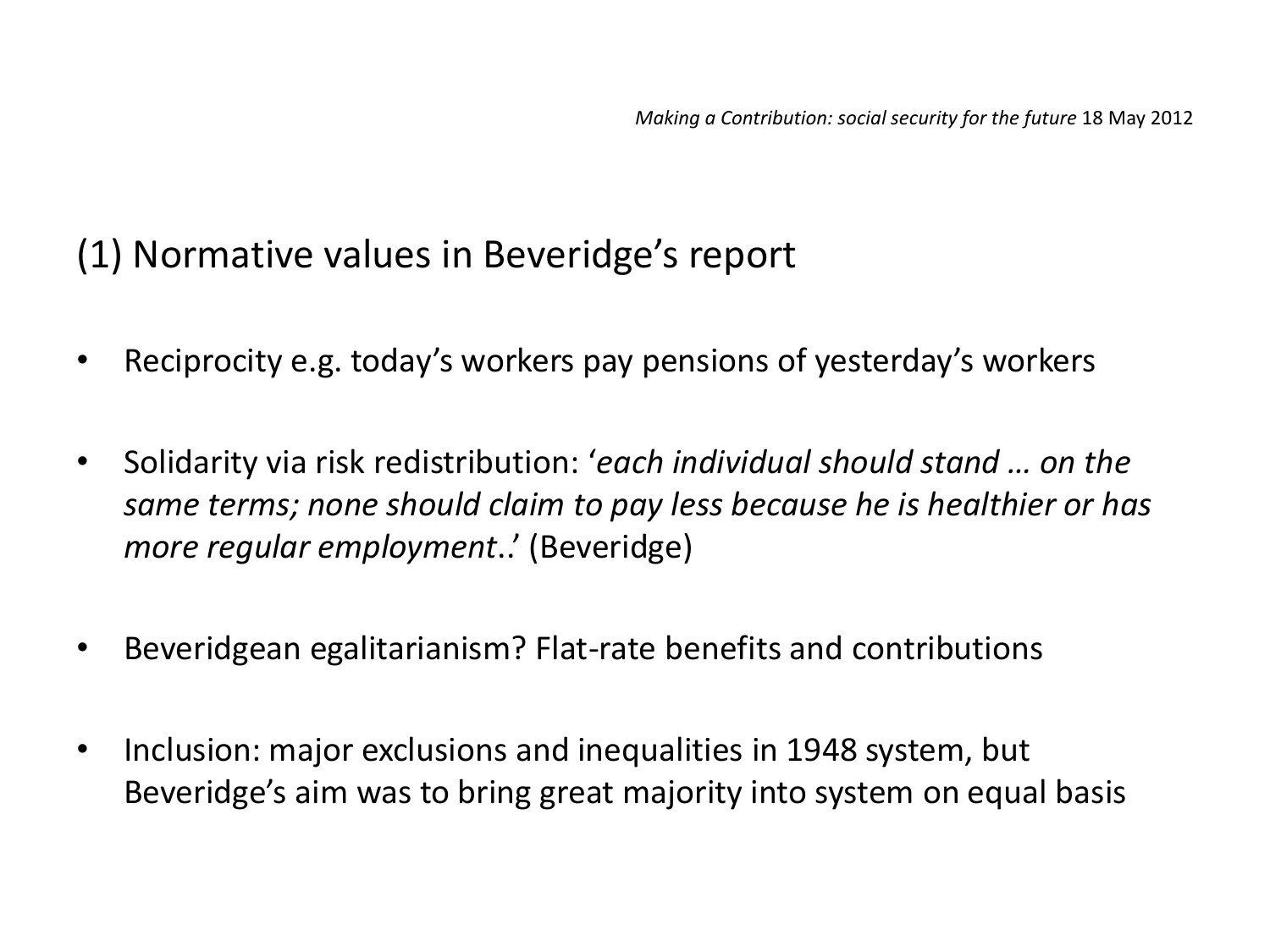## (1) Normative values in Beveridge's report

- Reciprocity e.g. today's workers pay pensions of yesterday's workers
- Solidarity via risk redistribution: '*each individual should stand … on the same terms; none should claim to pay less because he is healthier or has more regular employment*..' (Beveridge)
- Beveridgean egalitarianism? Flat-rate benefits and contributions
- Inclusion: major exclusions and inequalities in 1948 system, but Beveridge's aim was to bring great majority into system on equal basis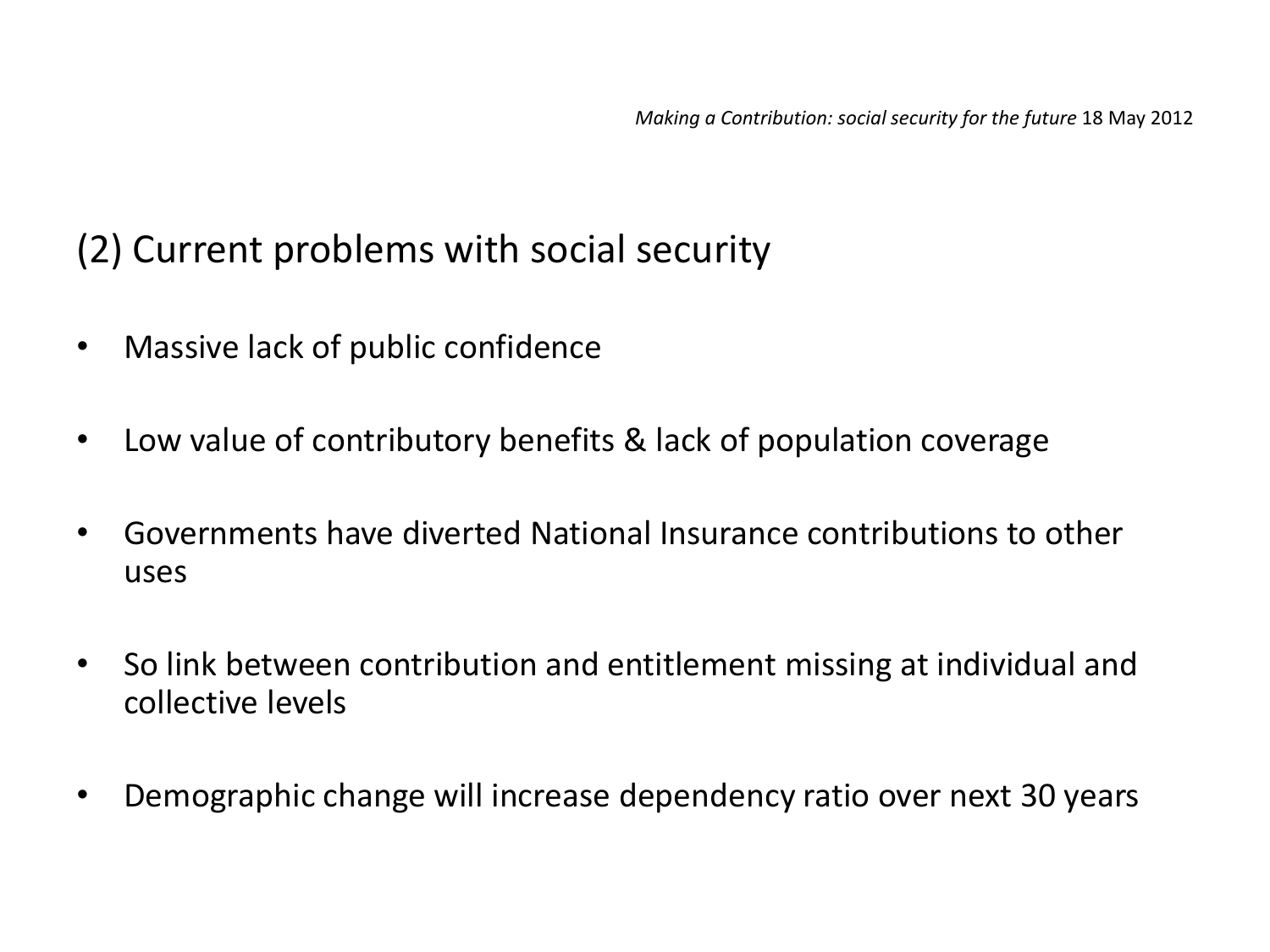## (2) Current problems with social security

- Massive lack of public confidence
- Low value of contributory benefits & lack of population coverage
- Governments have diverted National Insurance contributions to other uses
- So link between contribution and entitlement missing at individual and collective levels
- Demographic change will increase dependency ratio over next 30 years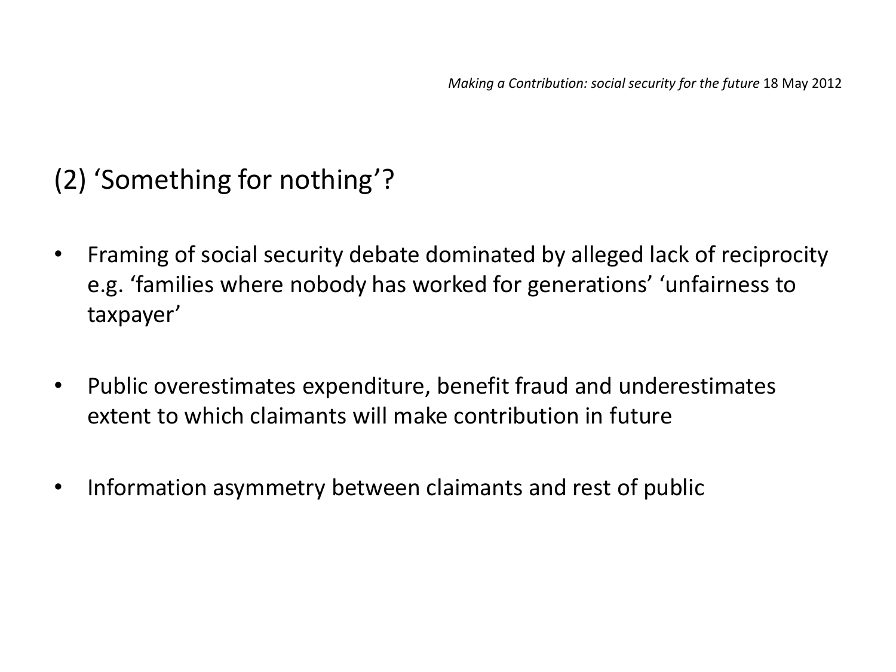## (2) 'Something for nothing'?

- Framing of social security debate dominated by alleged lack of reciprocity e.g. 'families where nobody has worked for generations' 'unfairness to taxpayer'
- Public overestimates expenditure, benefit fraud and underestimates extent to which claimants will make contribution in future
- Information asymmetry between claimants and rest of public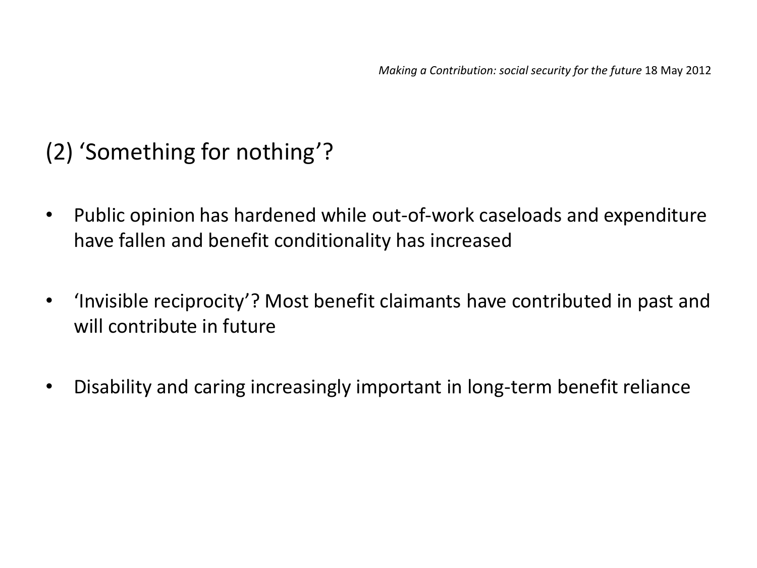## (2) 'Something for nothing'?

- Public opinion has hardened while out-of-work caseloads and expenditure have fallen and benefit conditionality has increased
- 'Invisible reciprocity'? Most benefit claimants have contributed in past and will contribute in future
- Disability and caring increasingly important in long-term benefit reliance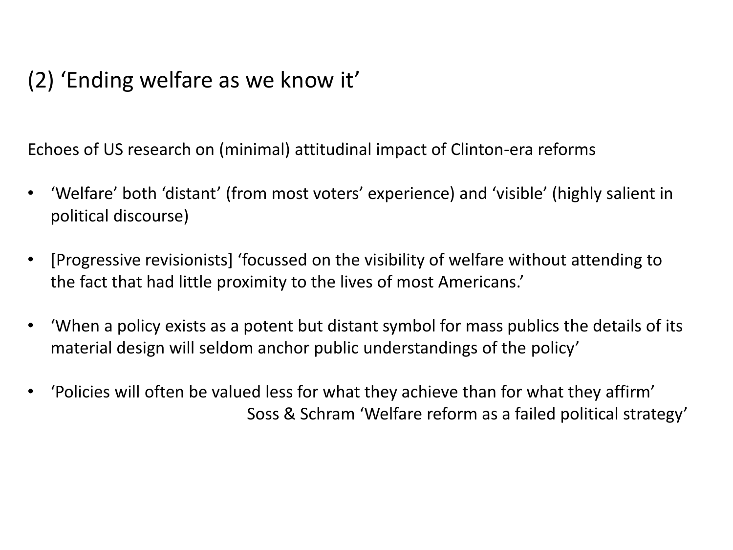## (2) 'Ending welfare as we know it'

Echoes of US research on (minimal) attitudinal impact of Clinton-era reforms

- 'Welfare' both 'distant' (from most voters' experience) and 'visible' (highly salient in political discourse)
- [Progressive revisionists] 'focussed on the visibility of welfare without attending to the fact that had little proximity to the lives of most Americans.'
- 'When a policy exists as a potent but distant symbol for mass publics the details of its material design will seldom anchor public understandings of the policy'
- 'Policies will often be valued less for what they achieve than for what they affirm'

Soss & Schram 'Welfare reform as a failed political strategy'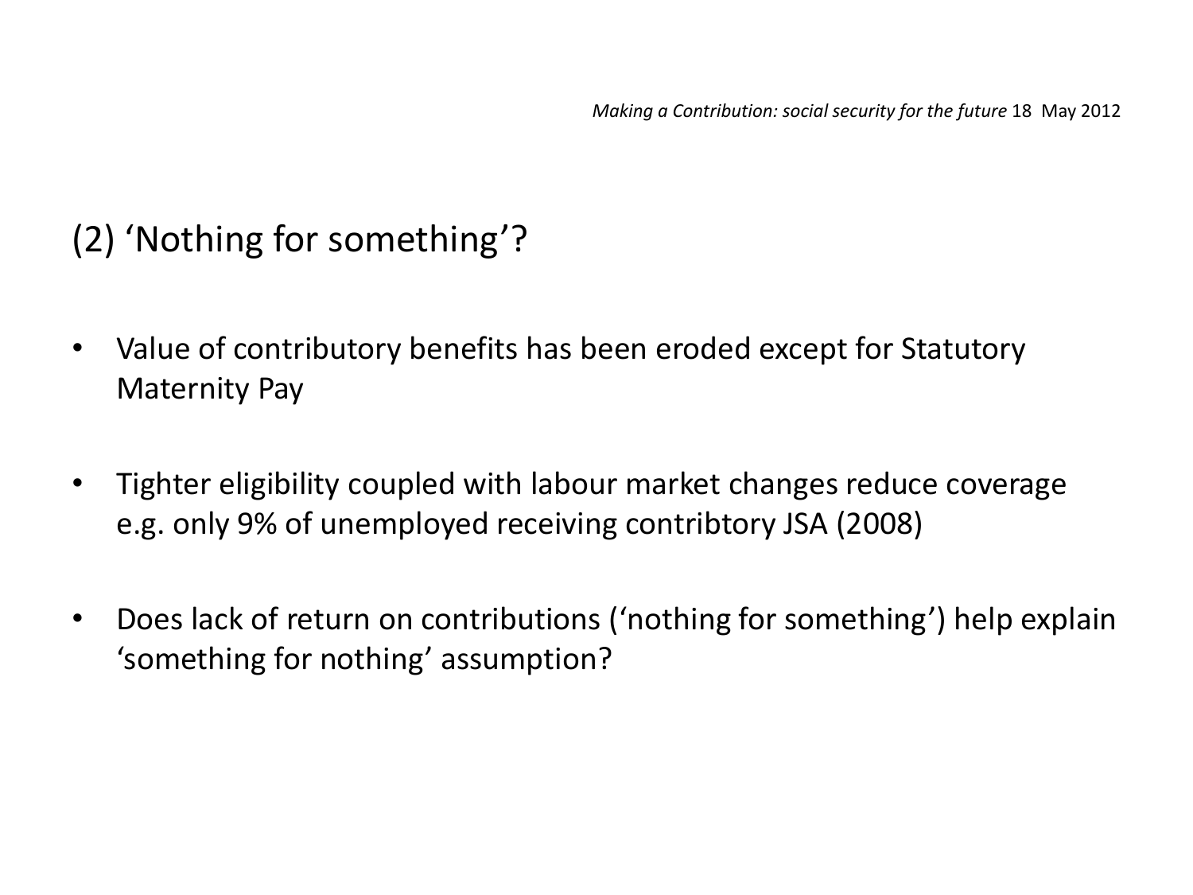## (2) ‘Nothing for something’?

- Value of contributory benefits has been eroded except for Statutory Maternity Pay
- Tighter eligibility coupled with labour market changes reduce coverage e.g. only 9% of unemployed receiving contribtory JSA (2008)
- Does lack of return on contributions (‘nothing for something’) help explain ‘something for nothing’ assumption?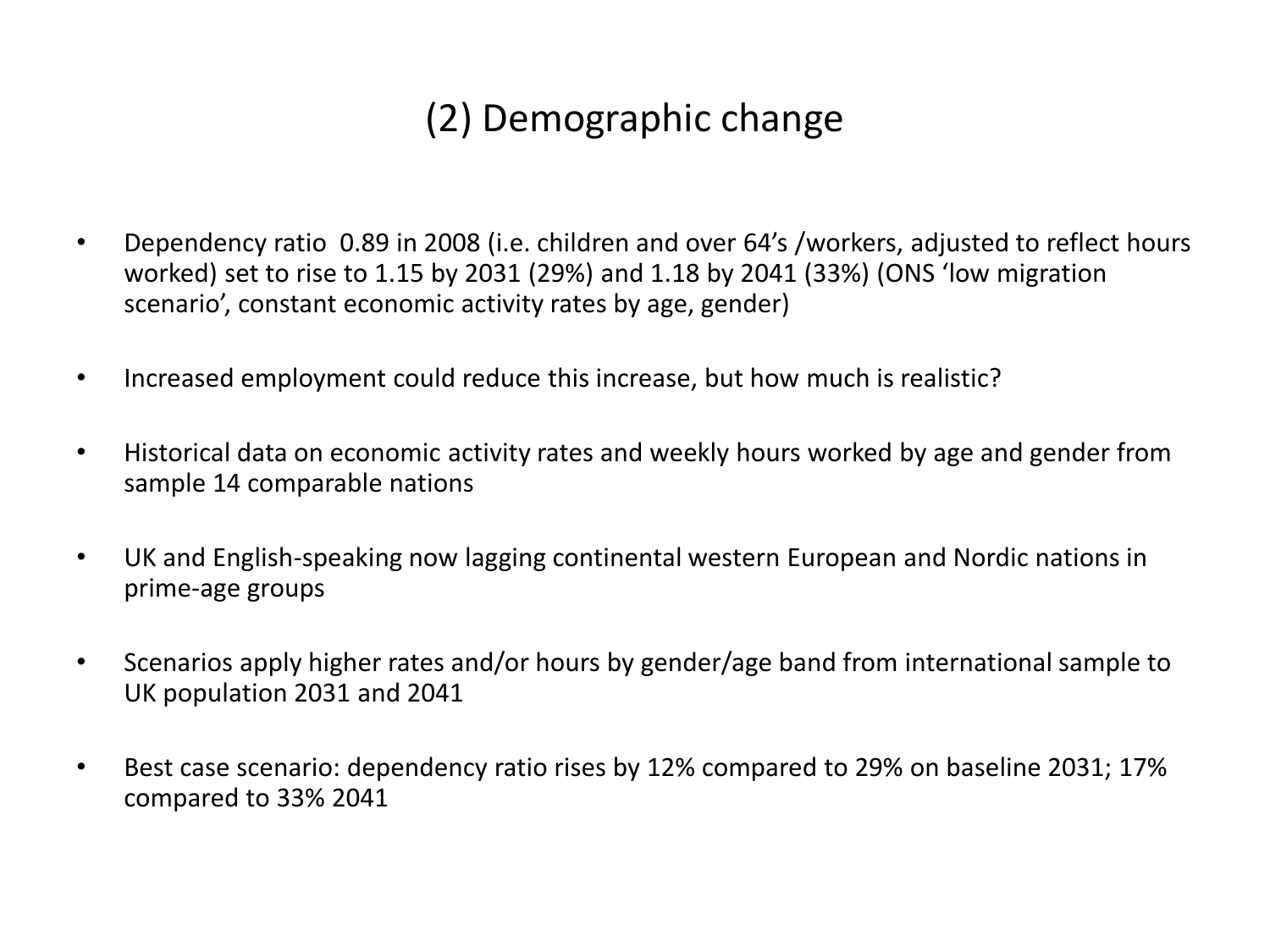# (2) Demographic change

- Dependency ratio 0.89 in 2008 (i.e. children and over 64's /workers, adjusted to reflect hours worked) set to rise to 1.15 by 2031 (29%) and 1.18 by 2041 (33%) (ONS 'low migration scenario', constant economic activity rates by age, gender)
- Increased employment could reduce this increase, but how much is realistic?
- Historical data on economic activity rates and weekly hours worked by age and gender from sample 14 comparable nations
- UK and English-speaking now lagging continental western European and Nordic nations in prime-age groups
- Scenarios apply higher rates and/or hours by gender/age band from international sample to UK population 2031 and 2041
- Best case scenario: dependency ratio rises by 12% compared to 29% on baseline 2031; 17% compared to 33% 2041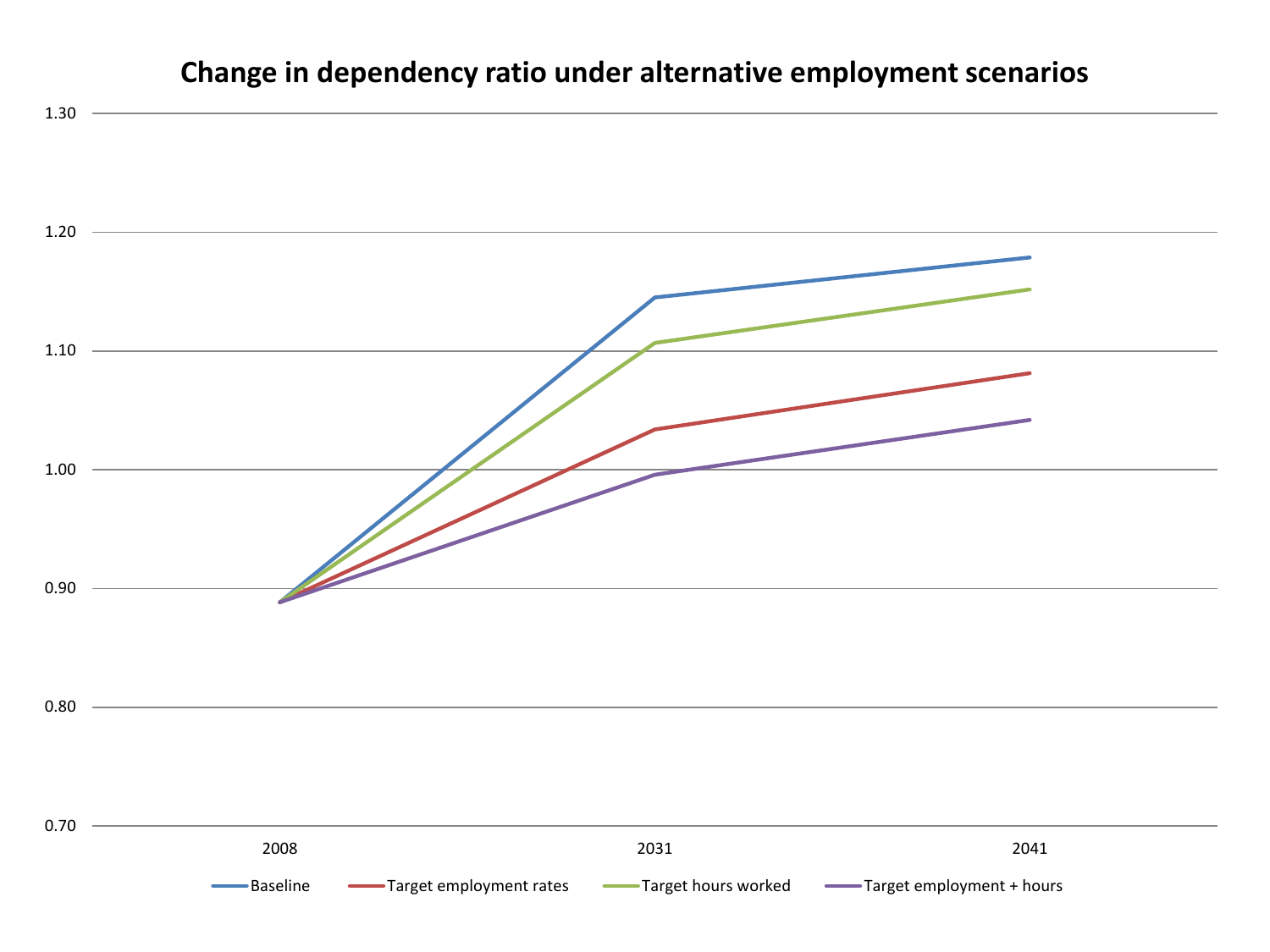# Change in dependency ratio under alternative employment scenarios

| | 2008 | 2031 | 2041 |
|---|---|---|---|
| Baseline | 0.89 | 1.14 | 1.18 |
| Target employment rates | 0.89 | 1.03 | 1.08 |
| Target hours worked | 0.89 | 1.11 | 1.15 |
| Target employment + hours | 0.89 | 1.00 | 1.04 |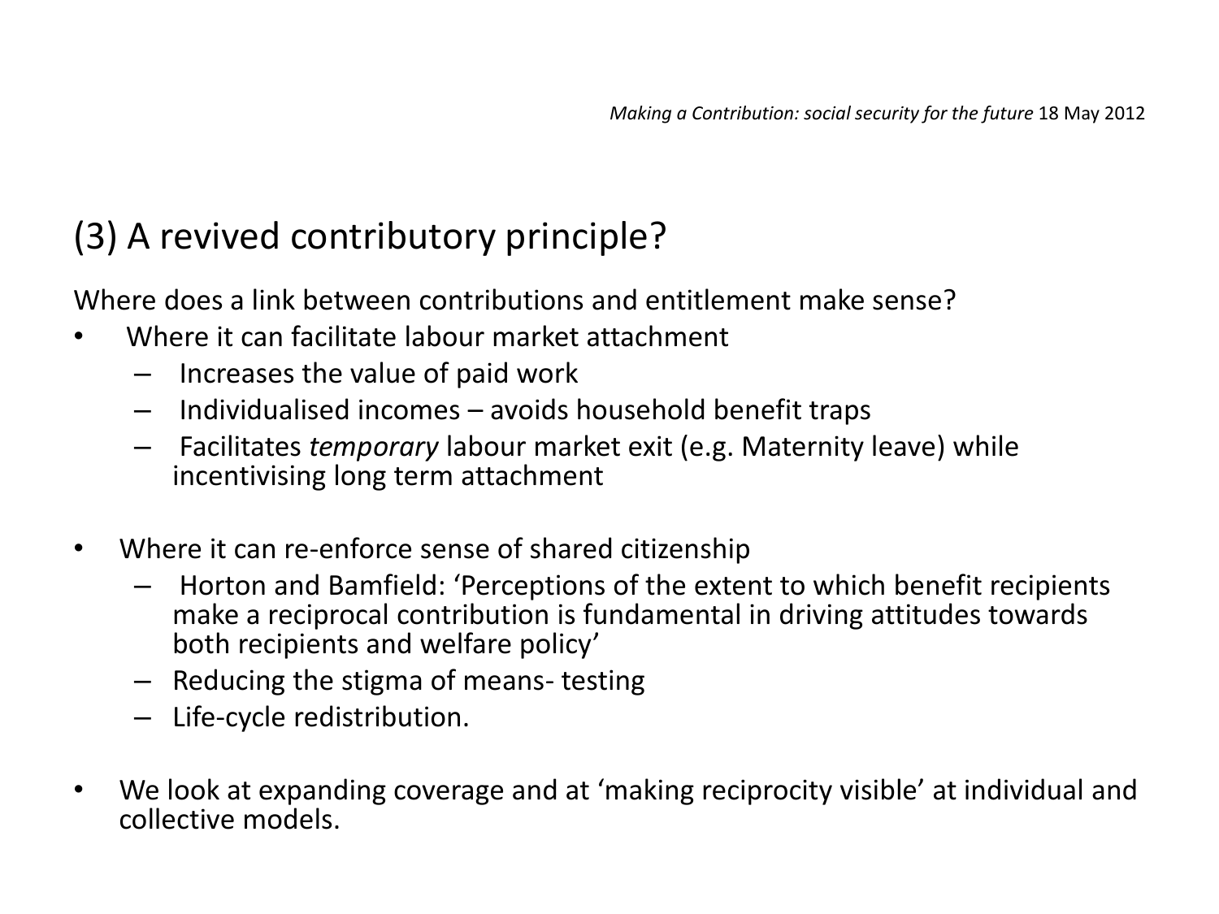## (3) A revived contributory principle?

Where does a link between contributions and entitlement make sense?

- Where it can facilitate labour market attachment
  - Increases the value of paid work
  - Individualised incomes – avoids household benefit traps
  - Facilitates *temporary* labour market exit (e.g. Maternity leave) while incentivising long term attachment

- Where it can re-enforce sense of shared citizenship
  - Horton and Bamfield: 'Perceptions of the extent to which benefit recipients make a reciprocal contribution is fundamental in driving attitudes towards both recipients and welfare policy'
  - Reducing the stigma of means- testing
  - Life-cycle redistribution.

- We look at expanding coverage and at 'making reciprocity visible' at individual and collective models.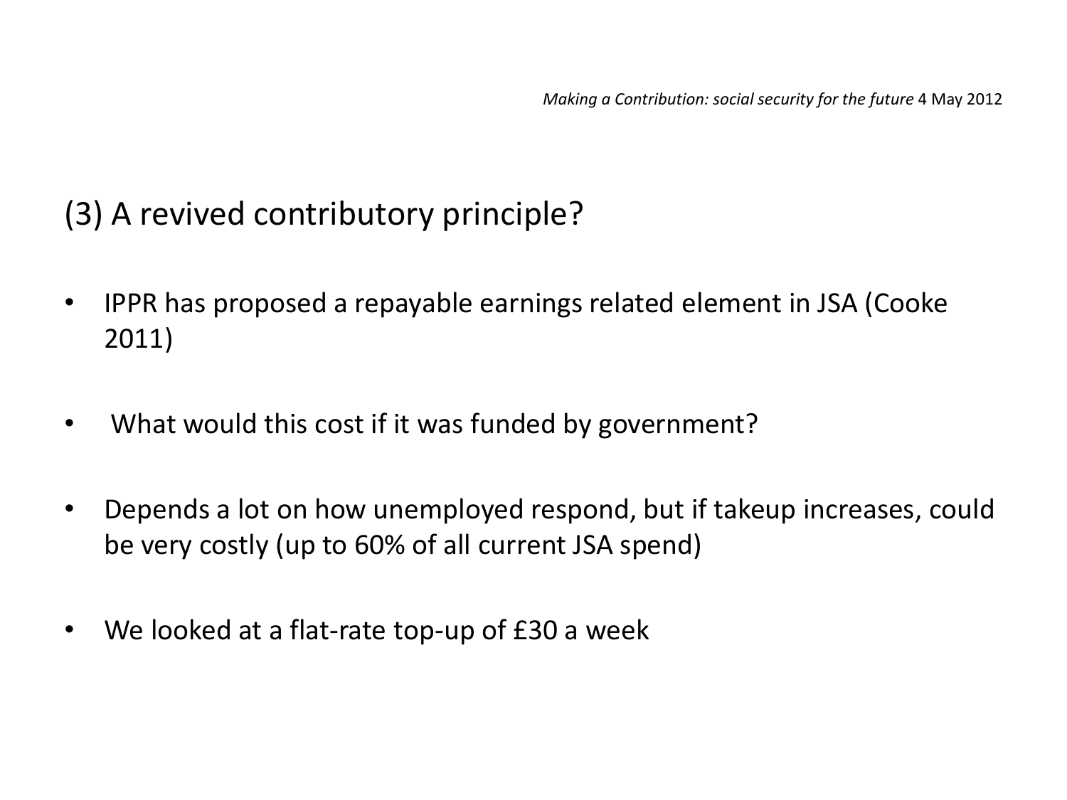## (3) A revived contributory principle?

- IPPR has proposed a repayable earnings related element in JSA (Cooke 2011)
- What would this cost if it was funded by government?
- Depends a lot on how unemployed respond, but if takeup increases, could be very costly (up to 60% of all current JSA spend)
- We looked at a flat-rate top-up of £30 a week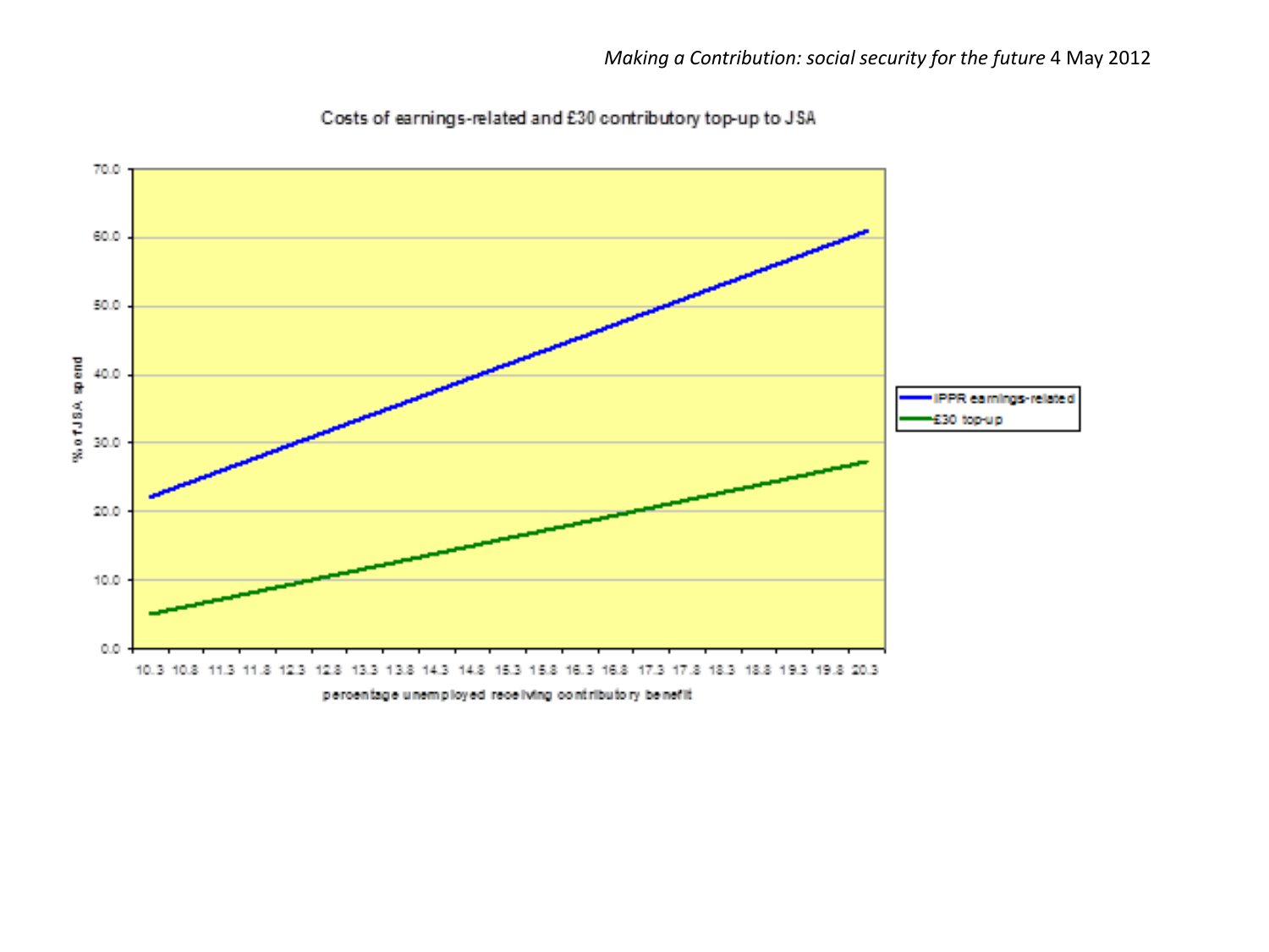Costs of earnings-related and £30 contributory top-up to JSA

% of JSA spend

70.0
60.0
50.0
40.0
30.0
20.0
10.0
0.0

10.3 10.8 11.3 11.8 12.3 12.8 13.3 13.8 14.3 14.8 15.3 15.8 16.3 16.8 17.3 17.8 18.3 18.8 19.3 19.8 20.3

percentage unemployed receiving contributory benefit

IPPR earnings-related
£30 top-up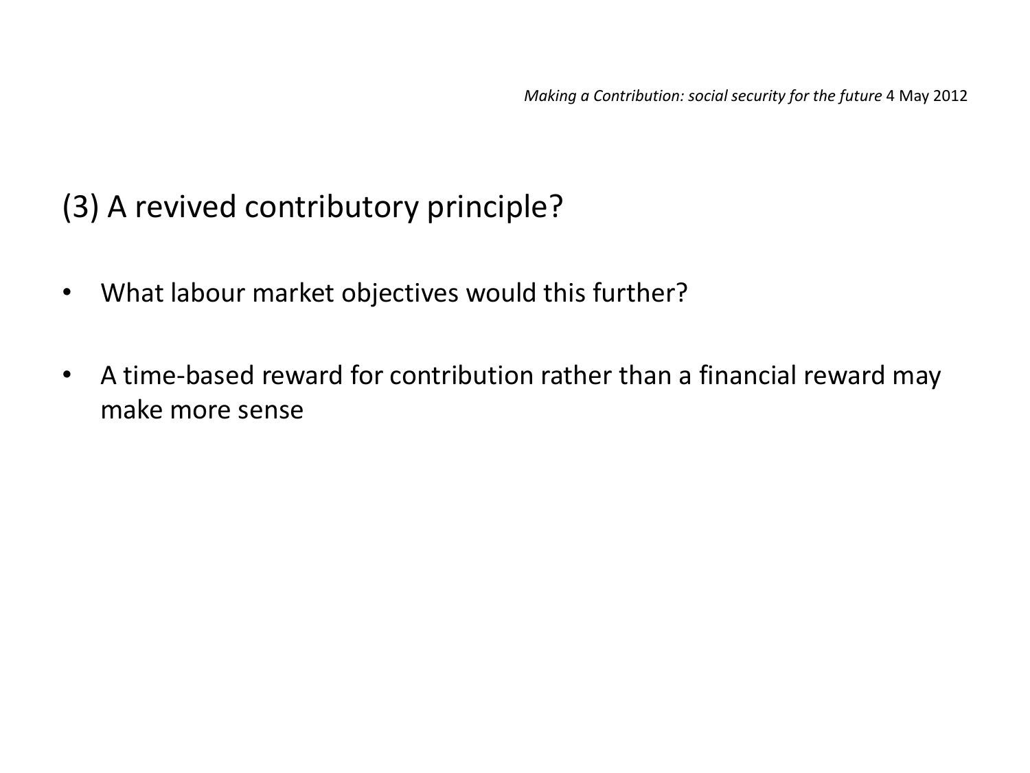## (3) A revived contributory principle?

- What labour market objectives would this further?
- A time-based reward for contribution rather than a financial reward may make more sense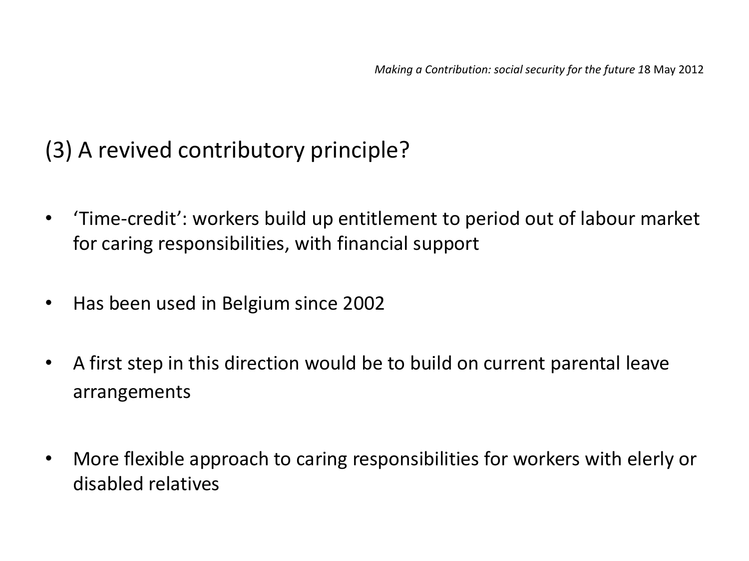## (3) A revived contributory principle?

- 'Time-credit': workers build up entitlement to period out of labour market for caring responsibilities, with financial support
- Has been used in Belgium since 2002
- A first step in this direction would be to build on current parental leave arrangements
- More flexible approach to caring responsibilities for workers with elerly or disabled relatives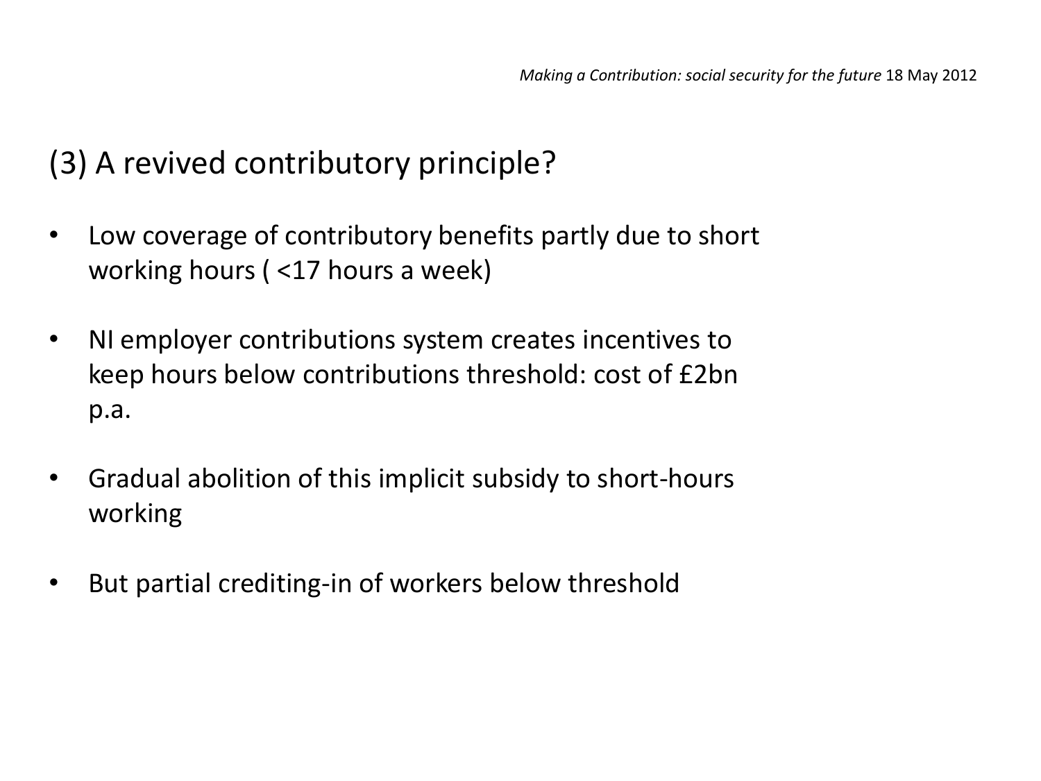## (3) A revived contributory principle?

- Low coverage of contributory benefits partly due to short working hours ( <17 hours a week)
- NI employer contributions system creates incentives to keep hours below contributions threshold: cost of £2bn p.a.
- Gradual abolition of this implicit subsidy to short-hours working
- But partial crediting-in of workers below threshold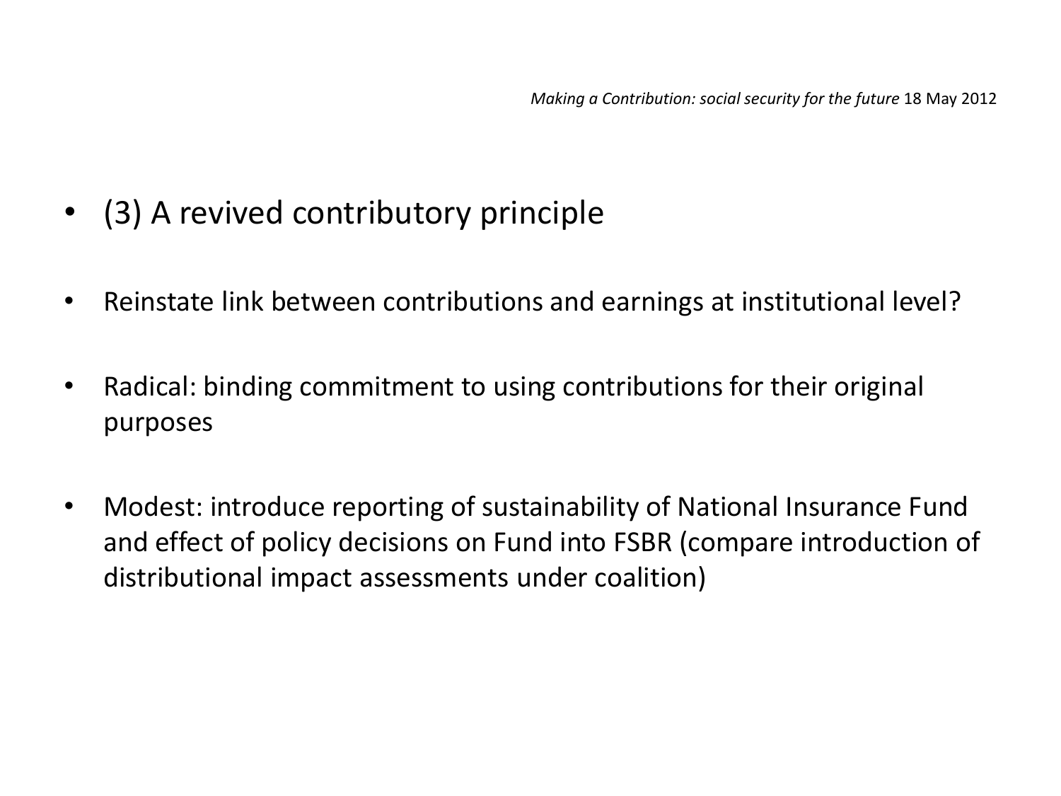- (3) A revived contributory principle

- Reinstate link between contributions and earnings at institutional level?

- Radical: binding commitment to using contributions for their original purposes

- Modest: introduce reporting of sustainability of National Insurance Fund and effect of policy decisions on Fund into FSBR (compare introduction of distributional impact assessments under coalition)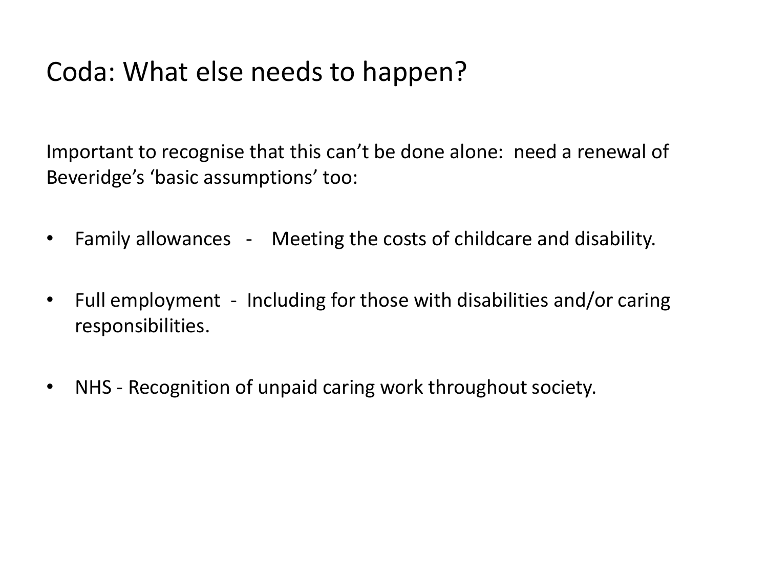# Coda: What else needs to happen?

Important to recognise that this can't be done alone: need a renewal of Beveridge's 'basic assumptions' too:

- Family allowances - Meeting the costs of childcare and disability.
- Full employment - Including for those with disabilities and/or caring responsibilities.
- NHS - Recognition of unpaid caring work throughout society.